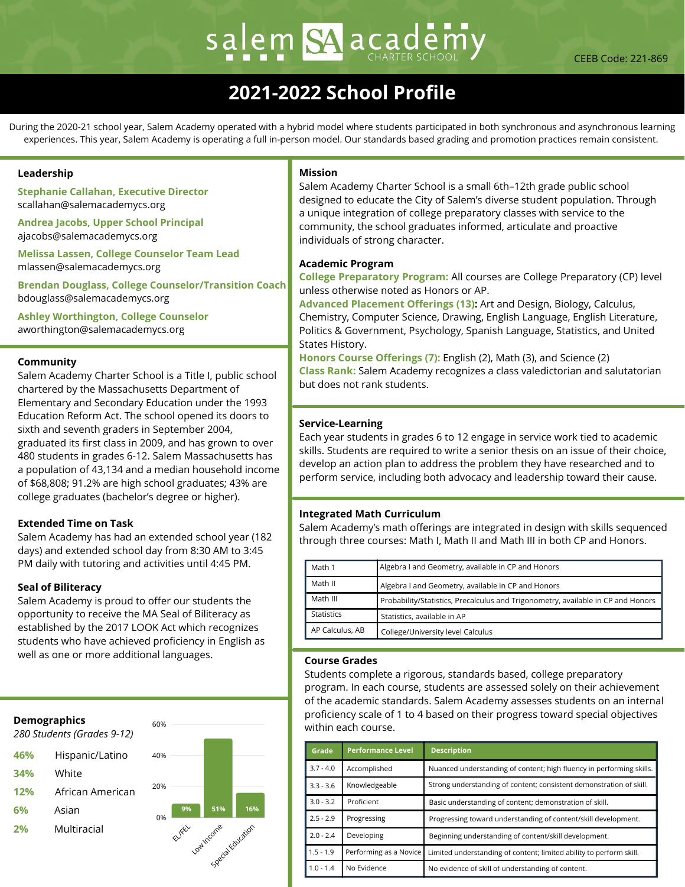# salem SA academy CHARTER SCHOOL

CEEB Code: 221-869

## 2021-2022 School Profile

During the 2020-21 school year, Salem Academy operated with a hybrid model where students participated in both synchronous and asynchronous learning experiences. This year, Salem Academy is operating a full in-person model. Our standards based grading and promotion practices remain consistent.

### Leadership

**Stephanie Callahan, Executive Director**
scallahan@salemacademycs.org

**Andrea Jacobs, Upper School Principal**
ajacobs@salemacademycs.org

**Melissa Lassen, College Counselor Team Lead**
mlassen@salemacademycs.org

**Brendan Douglass, College Counselor/Transition Coach**
bdouglass@salemacademycs.org

**Ashley Worthington, College Counselor**
aworthington@salemacademycs.org

### Community

Salem Academy Charter School is a Title I, public school chartered by the Massachusetts Department of Elementary and Secondary Education under the 1993 Education Reform Act. The school opened its doors to sixth and seventh graders in September 2004, graduated its first class in 2009, and has grown to over 480 students in grades 6-12. Salem Massachusetts has a population of 43,134 and a median household income of $68,808; 91.2% are high school graduates; 43% are college graduates (bachelor's degree or higher).

### Extended Time on Task

Salem Academy has had an extended school year (182 days) and extended school day from 8:30 AM to 3:45 PM daily with tutoring and activities until 4:45 PM.

### Seal of Biliteracy

Salem Academy is proud to offer our students the opportunity to receive the MA Seal of Biliteracy as established by the 2017 LOOK Act which recognizes students who have achieved proficiency in English as well as one or more additional languages.

### Demographics

*280 Students (Grades 9-12)*

| % | Group |
|---|---|
| 46% | Hispanic/Latino |
| 34% | White |
| 12% | African American |
| 6% | Asian |
| 2% | Multiracial |

| Category | % |
|---|---|
| EL/FEL | 9% |
| Low Income | 51% |
| Special Education | 16% |

### Mission

Salem Academy Charter School is a small 6th–12th grade public school designed to educate the City of Salem's diverse student population. Through a unique integration of college preparatory classes with service to the community, the school graduates informed, articulate and proactive individuals of strong character.

### Academic Program

**College Preparatory Program:** All courses are College Preparatory (CP) level unless otherwise noted as Honors or AP.

**Advanced Placement Offerings (13):** Art and Design, Biology, Calculus, Chemistry, Computer Science, Drawing, English Language, English Literature, Politics & Government, Psychology, Spanish Language, Statistics, and United States History.

**Honors Course Offerings (7):** English (2), Math (3), and Science (2)

**Class Rank:** Salem Academy recognizes a class valedictorian and salutatorian but does not rank students.

### Service-Learning

Each year students in grades 6 to 12 engage in service work tied to academic skills. Students are required to write a senior thesis on an issue of their choice, develop an action plan to address the problem they have researched and to perform service, including both advocacy and leadership toward their cause.

### Integrated Math Curriculum

Salem Academy's math offerings are integrated in design with skills sequenced through three courses: Math I, Math II and Math III in both CP and Honors.

| Course | Content |
|---|---|
| Math 1 | Algebra I and Geometry, available in CP and Honors |
| Math II | Algebra I and Geometry, available in CP and Honors |
| Math III | Probability/Statistics, Precalculus and Trigonometry, available in CP and Honors |
| Statistics | Statistics, available in AP |
| AP Calculus, AB | College/University level Calculus |

### Course Grades

Students complete a rigorous, standards based, college preparatory program. In each course, students are assessed solely on their achievement of the academic standards. Salem Academy assesses students on an internal proficiency scale of 1 to 4 based on their progress toward special objectives within each course.

| Grade | Performance Level | Description |
|---|---|---|
| 3.7 - 4.0 | Accomplished | Nuanced understanding of content; high fluency in performing skills. |
| 3.3 - 3.6 | Knowledgeable | Strong understanding of content; consistent demonstration of skill. |
| 3.0 - 3.2 | Proficient | Basic understanding of content; demonstration of skill. |
| 2.5 - 2.9 | Progressing | Progressing toward understanding of content/skill development. |
| 2.0 - 2.4 | Developing | Beginning understanding of content/skill development. |
| 1.5 - 1.9 | Performing as a Novice | Limited understanding of content; limited ability to perform skill. |
| 1.0 - 1.4 | No Evidence | No evidence of skill of understanding of content. |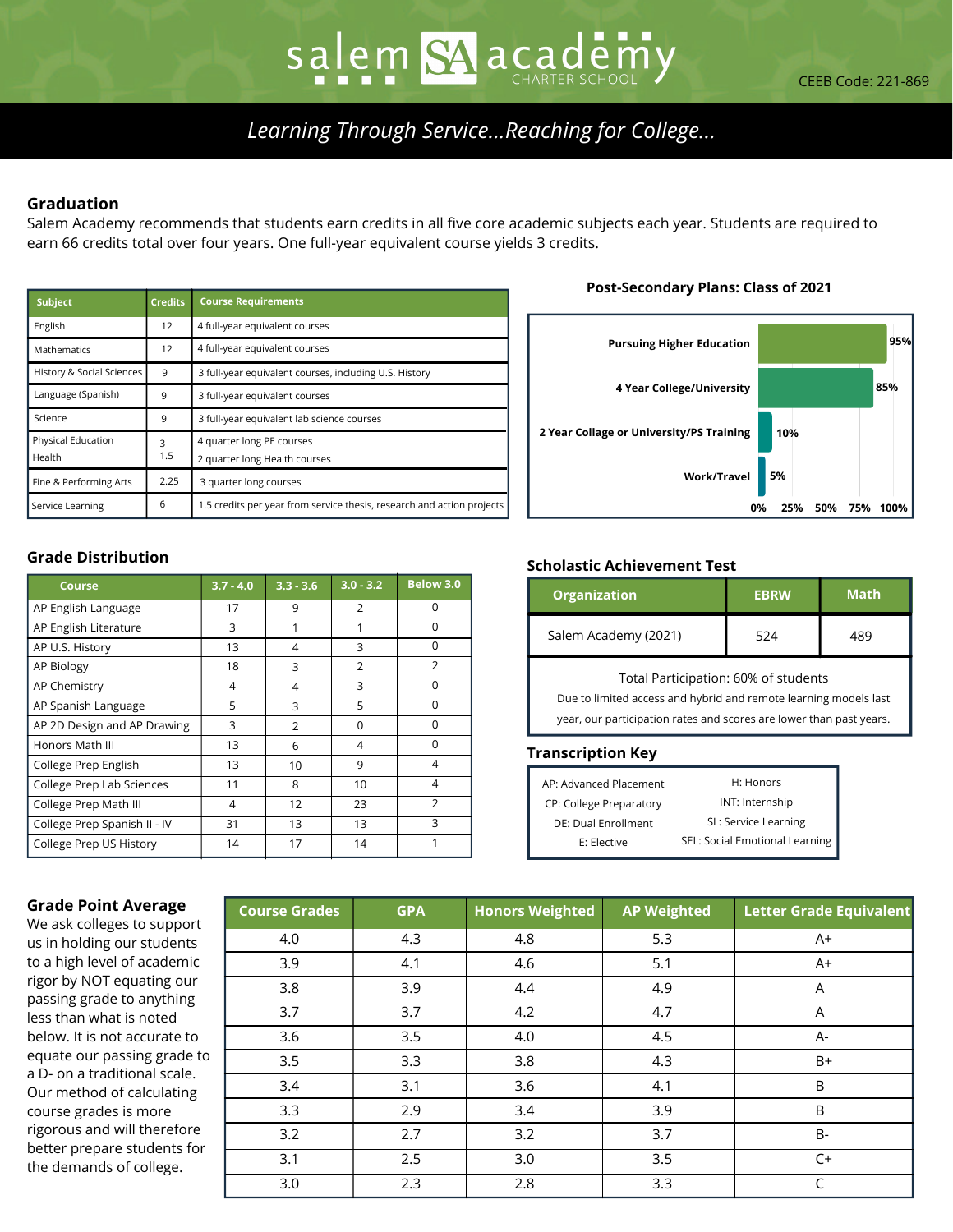salem SA academy CHARTER SCHOOL

CEEB Code: 221-869

*Learning Through Service...Reaching for College...*

## Graduation

Salem Academy recommends that students earn credits in all five core academic subjects each year. Students are required to earn 66 credits total over four years. One full-year equivalent course yields 3 credits.

| Subject | Credits | Course Requirements |
|---|---|---|
| English | 12 | 4 full-year equivalent courses |
| Mathematics | 12 | 4 full-year equivalent courses |
| History & Social Sciences | 9 | 3 full-year equivalent courses, including U.S. History |
| Language (Spanish) | 9 | 3 full-year equivalent courses |
| Science | 9 | 3 full-year equivalent lab science courses |
| Physical Education | 3 | 4 quarter long PE courses |
| Health | 1.5 | 2 quarter long Health courses |
| Fine & Performing Arts | 2.25 | 3 quarter long courses |
| Service Learning | 6 | 1.5 credits per year from service thesis, research and action projects |

**Post-Secondary Plans: Class of 2021**

Pursuing Higher Education 95%

4 Year College/University 85%

2 Year Collage or University/PS Training 10%

Work/Travel 5%

0% 25% 50% 75% 100%

## Grade Distribution

| Course | 3.7 - 4.0 | 3.3 - 3.6 | 3.0 - 3.2 | Below 3.0 |
|---|---|---|---|---|
| AP English Language | 17 | 9 | 2 | 0 |
| AP English Literature | 3 | 1 | 1 | 0 |
| AP U.S. History | 13 | 4 | 3 | 0 |
| AP Biology | 18 | 3 | 2 | 2 |
| AP Chemistry | 4 | 4 | 3 | 0 |
| AP Spanish Language | 5 | 3 | 5 | 0 |
| AP 2D Design and AP Drawing | 3 | 2 | 0 | 0 |
| Honors Math III | 13 | 6 | 4 | 0 |
| College Prep English | 13 | 10 | 9 | 4 |
| College Prep Lab Sciences | 11 | 8 | 10 | 4 |
| College Prep Math III | 4 | 12 | 23 | 2 |
| College Prep Spanish II - IV | 31 | 13 | 13 | 3 |
| College Prep US History | 14 | 17 | 14 | 1 |

## Scholastic Achievement Test

| Organization | EBRW | Math |
|---|---|---|
| Salem Academy (2021) | 524 | 489 |

Total Participation: 60% of students

Due to limited access and hybrid and remote learning models last year, our participation rates and scores are lower than past years.

## Transcription Key

| | |
|---|---|
| AP: Advanced Placement | H: Honors |
| CP: College Preparatory | INT: Internship |
| DE: Dual Enrollment | SL: Service Learning |
| E: Elective | SEL: Social Emotional Learning |

## Grade Point Average

We ask colleges to support us in holding our students to a high level of academic rigor by NOT equating our passing grade to anything less than what is noted below. It is not accurate to equate our passing grade to a D- on a traditional scale. Our method of calculating course grades is more rigorous and will therefore better prepare students for the demands of college.

| Course Grades | GPA | Honors Weighted | AP Weighted | Letter Grade Equivalent |
|---|---|---|---|---|
| 4.0 | 4.3 | 4.8 | 5.3 | A+ |
| 3.9 | 4.1 | 4.6 | 5.1 | A+ |
| 3.8 | 3.9 | 4.4 | 4.9 | A |
| 3.7 | 3.7 | 4.2 | 4.7 | A |
| 3.6 | 3.5 | 4.0 | 4.5 | A- |
| 3.5 | 3.3 | 3.8 | 4.3 | B+ |
| 3.4 | 3.1 | 3.6 | 4.1 | B |
| 3.3 | 2.9 | 3.4 | 3.9 | B |
| 3.2 | 2.7 | 3.2 | 3.7 | B- |
| 3.1 | 2.5 | 3.0 | 3.5 | C+ |
| 3.0 | 2.3 | 2.8 | 3.3 | C |